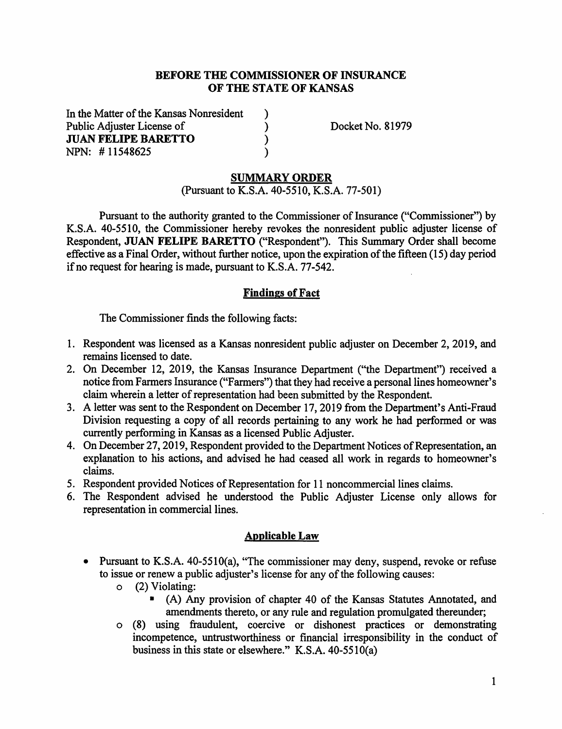**BEFORE THE COMMISSIONER OF INSURANCE**
**OF THE STATE OF KANSAS**

In the Matter of the Kansas Nonresident )
Public Adjuster License of )
**JUAN FELIPE BARETTO** )
NPN: # 11548625 )

Docket No. 81979

## SUMMARY ORDER

(Pursuant to K.S.A. 40-5510, K.S.A. 77-501)

Pursuant to the authority granted to the Commissioner of Insurance ("Commissioner") by K.S.A. 40-5510, the Commissioner hereby revokes the nonresident public adjuster license of Respondent, **JUAN FELIPE BARETTO** ("Respondent"). This Summary Order shall become effective as a Final Order, without further notice, upon the expiration of the fifteen (15) day period if no request for hearing is made, pursuant to K.S.A. 77-542.

## Findings of Fact

The Commissioner finds the following facts:

1. Respondent was licensed as a Kansas nonresident public adjuster on December 2, 2019, and remains licensed to date.
2. On December 12, 2019, the Kansas Insurance Department ("the Department") received a notice from Farmers Insurance ("Farmers") that they had receive a personal lines homeowner's claim wherein a letter of representation had been submitted by the Respondent.
3. A letter was sent to the Respondent on December 17, 2019 from the Department's Anti-Fraud Division requesting a copy of all records pertaining to any work he had performed or was currently performing in Kansas as a licensed Public Adjuster.
4. On December 27, 2019, Respondent provided to the Department Notices of Representation, an explanation to his actions, and advised he had ceased all work in regards to homeowner's claims.
5. Respondent provided Notices of Representation for 11 noncommercial lines claims.
6. The Respondent advised he understood the Public Adjuster License only allows for representation in commercial lines.

## Applicable Law

- Pursuant to K.S.A. 40-5510(a), "The commissioner may deny, suspend, revoke or refuse to issue or renew a public adjuster's license for any of the following causes:
  - (2) Violating:
    - (A) Any provision of chapter 40 of the Kansas Statutes Annotated, and amendments thereto, or any rule and regulation promulgated thereunder;
  - (8) using fraudulent, coercive or dishonest practices or demonstrating incompetence, untrustworthiness or financial irresponsibility in the conduct of business in this state or elsewhere." K.S.A. 40-5510(a)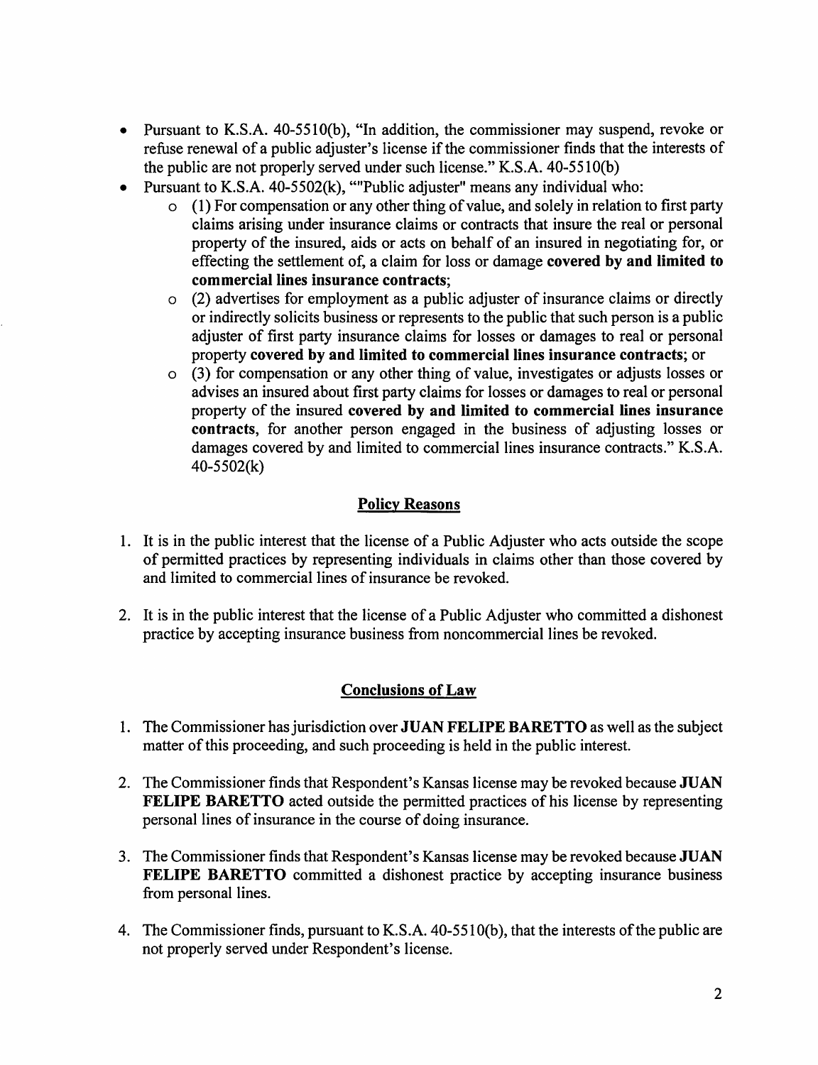- Pursuant to K.S.A. 40-5510(b), "In addition, the commissioner may suspend, revoke or refuse renewal of a public adjuster's license if the commissioner finds that the interests of the public are not properly served under such license." K.S.A. 40-5510(b)
- Pursuant to K.S.A. 40-5502(k), ""Public adjuster" means any individual who:
  - (1) For compensation or any other thing of value, and solely in relation to first party claims arising under insurance claims or contracts that insure the real or personal property of the insured, aids or acts on behalf of an insured in negotiating for, or effecting the settlement of, a claim for loss or damage **covered by and limited to commercial lines insurance contracts**;
  - (2) advertises for employment as a public adjuster of insurance claims or directly or indirectly solicits business or represents to the public that such person is a public adjuster of first party insurance claims for losses or damages to real or personal property **covered by and limited to commercial lines insurance contracts**; or
  - (3) for compensation or any other thing of value, investigates or adjusts losses or advises an insured about first party claims for losses or damages to real or personal property of the insured **covered by and limited to commercial lines insurance contracts**, for another person engaged in the business of adjusting losses or damages covered by and limited to commercial lines insurance contracts." K.S.A. 40-5502(k)

## Policy Reasons

1. It is in the public interest that the license of a Public Adjuster who acts outside the scope of permitted practices by representing individuals in claims other than those covered by and limited to commercial lines of insurance be revoked.

2. It is in the public interest that the license of a Public Adjuster who committed a dishonest practice by accepting insurance business from noncommercial lines be revoked.

## Conclusions of Law

1. The Commissioner has jurisdiction over **JUAN FELIPE BARETTO** as well as the subject matter of this proceeding, and such proceeding is held in the public interest.

2. The Commissioner finds that Respondent's Kansas license may be revoked because **JUAN FELIPE BARETTO** acted outside the permitted practices of his license by representing personal lines of insurance in the course of doing insurance.

3. The Commissioner finds that Respondent's Kansas license may be revoked because **JUAN FELIPE BARETTO** committed a dishonest practice by accepting insurance business from personal lines.

4. The Commissioner finds, pursuant to K.S.A. 40-5510(b), that the interests of the public are not properly served under Respondent's license.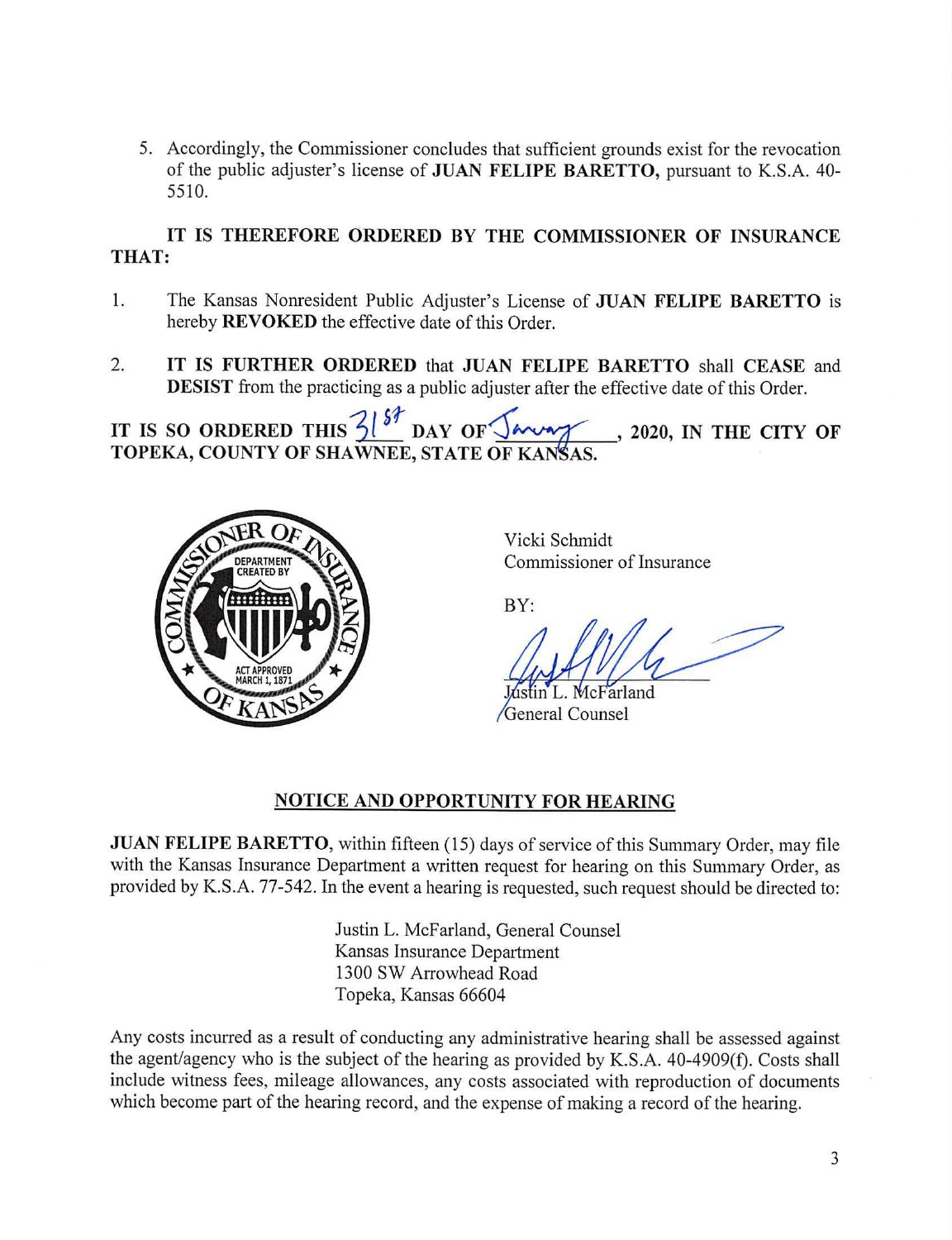5. Accordingly, the Commissioner concludes that sufficient grounds exist for the revocation of the public adjuster's license of **JUAN FELIPE BARETTO,** pursuant to K.S.A. 40-5510.

**IT IS THEREFORE ORDERED BY THE COMMISSIONER OF INSURANCE THAT:**

1. The Kansas Nonresident Public Adjuster's License of **JUAN FELIPE BARETTO** is hereby **REVOKED** the effective date of this Order.

2. **IT IS FURTHER ORDERED** that **JUAN FELIPE BARETTO** shall **CEASE** and **DESIST** from the practicing as a public adjuster after the effective date of this Order.

**IT IS SO ORDERED THIS** 31st **DAY OF** January **, 2020, IN THE CITY OF TOPEKA, COUNTY OF SHAWNEE, STATE OF KANSAS.**

Vicki Schmidt
Commissioner of Insurance

BY:

Justin L. McFarland
General Counsel

## NOTICE AND OPPORTUNITY FOR HEARING

**JUAN FELIPE BARETTO**, within fifteen (15) days of service of this Summary Order, may file with the Kansas Insurance Department a written request for hearing on this Summary Order, as provided by K.S.A. 77-542. In the event a hearing is requested, such request should be directed to:

Justin L. McFarland, General Counsel
Kansas Insurance Department
1300 SW Arrowhead Road
Topeka, Kansas 66604

Any costs incurred as a result of conducting any administrative hearing shall be assessed against the agent/agency who is the subject of the hearing as provided by K.S.A. 40-4909(f). Costs shall include witness fees, mileage allowances, any costs associated with reproduction of documents which become part of the hearing record, and the expense of making a record of the hearing.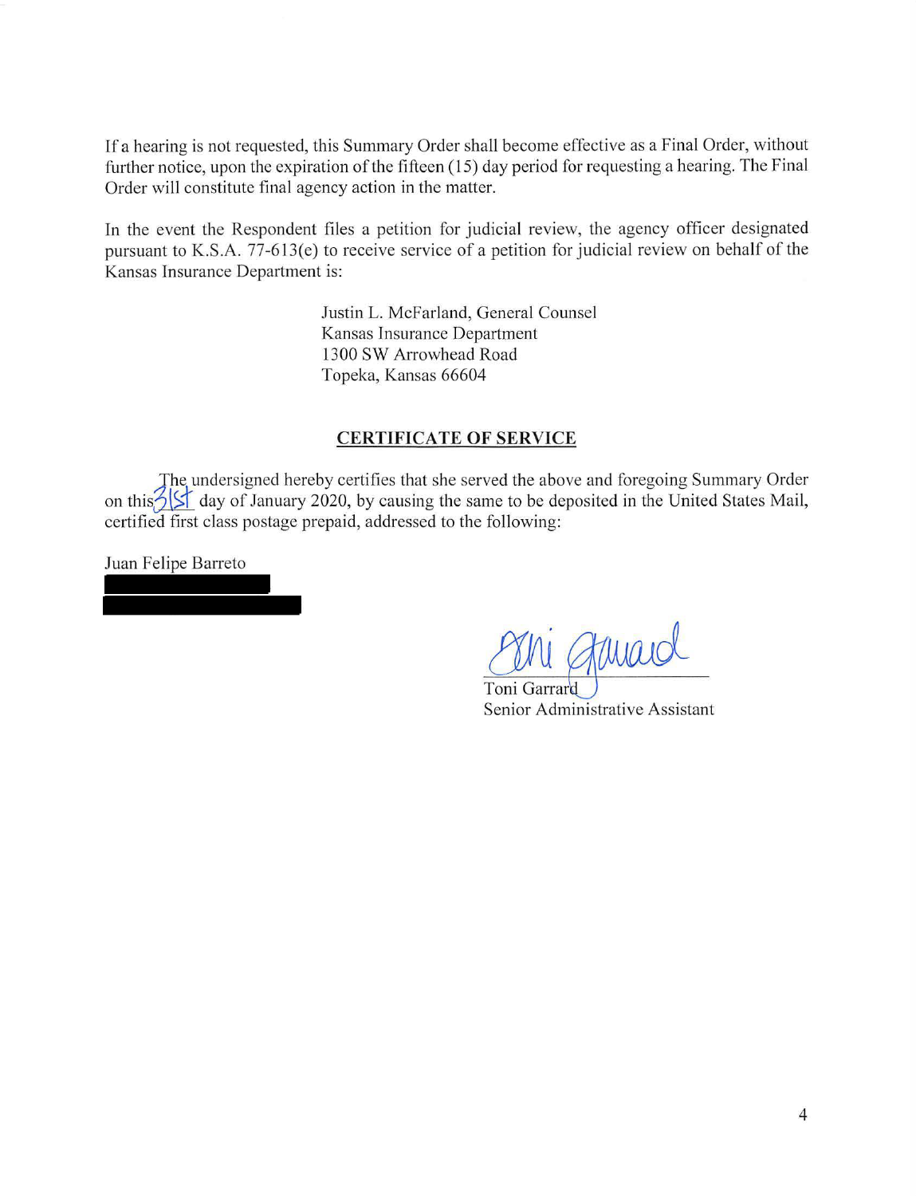If a hearing is not requested, this Summary Order shall become effective as a Final Order, without further notice, upon the expiration of the fifteen (15) day period for requesting a hearing. The Final Order will constitute final agency action in the matter.

In the event the Respondent files a petition for judicial review, the agency officer designated pursuant to K.S.A. 77-613(e) to receive service of a petition for judicial review on behalf of the Kansas Insurance Department is:

Justin L. McFarland, General Counsel
Kansas Insurance Department
1300 SW Arrowhead Road
Topeka, Kansas 66604

## CERTIFICATE OF SERVICE

The undersigned hereby certifies that she served the above and foregoing Summary Order on this 31st day of January 2020, by causing the same to be deposited in the United States Mail, certified first class postage prepaid, addressed to the following:

Juan Felipe Barreto
[REDACTED]
[REDACTED]

Toni Garrard
Senior Administrative Assistant